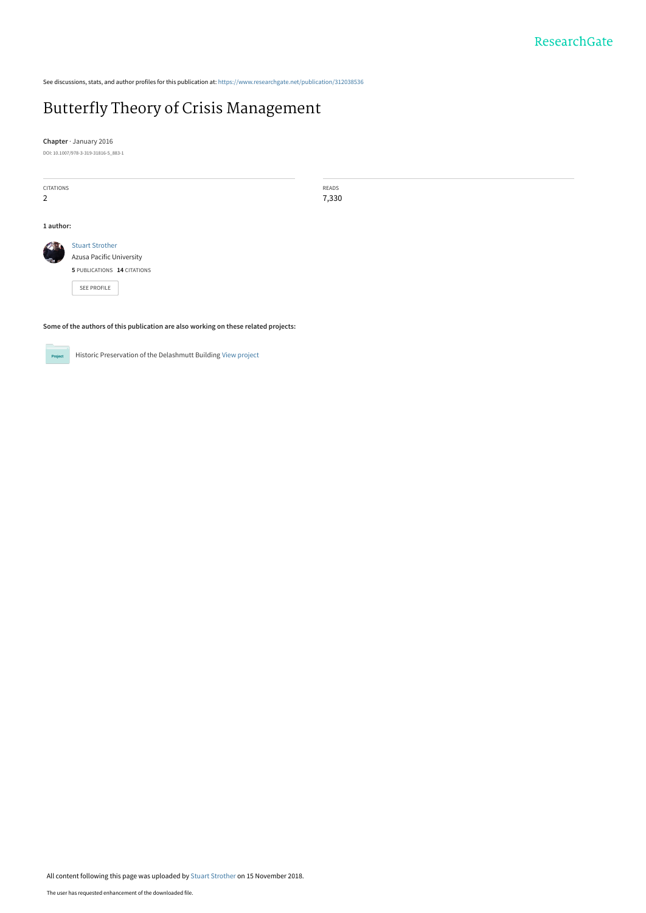See discussions, stats, and author profiles for this publication at: https://www.researchgate.net/publication/312038536

# Butterfly Theory of Crisis Management

**Chapter** · January 2016

DOI: 10.1007/978-3-319-31816-5_883-1

| CITATIONS | READS |
|---|---|
| 2 | 7,330 |

**1 author:**

Stuart Strother
Azusa Pacific University
**5** PUBLICATIONS **14** CITATIONS

SEE PROFILE

**Some of the authors of this publication are also working on these related projects:**

Historic Preservation of the Delashmutt Building View project

All content following this page was uploaded by Stuart Strother on 15 November 2018.

The user has requested enhancement of the downloaded file.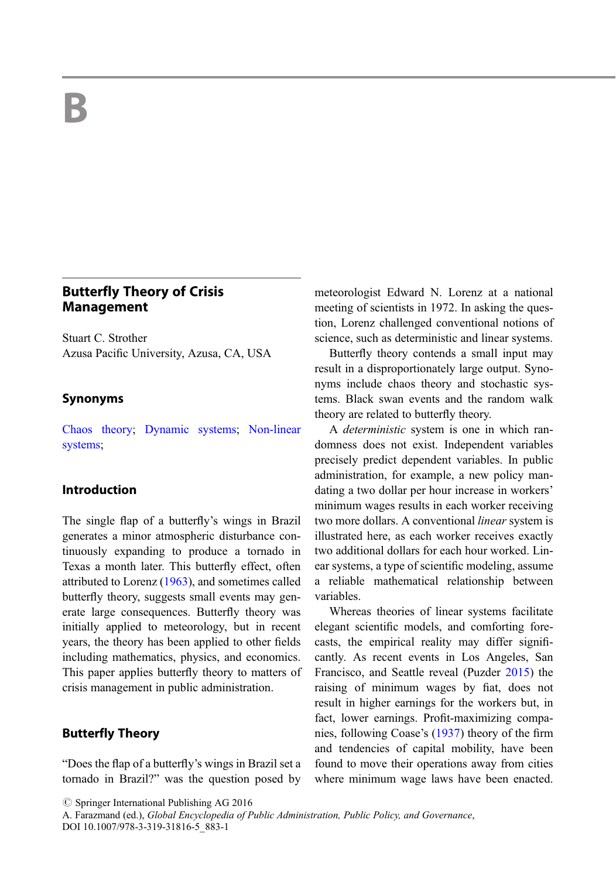# B

## Butterfly Theory of Crisis Management

Stuart C. Strother
Azusa Pacific University, Azusa, CA, USA

### Synonyms

Chaos theory; Dynamic systems; Non-linear systems;

### Introduction

The single flap of a butterfly's wings in Brazil generates a minor atmospheric disturbance continuously expanding to produce a tornado in Texas a month later. This butterfly effect, often attributed to Lorenz (1963), and sometimes called butterfly theory, suggests small events may generate large consequences. Butterfly theory was initially applied to meteorology, but in recent years, the theory has been applied to other fields including mathematics, physics, and economics. This paper applies butterfly theory to matters of crisis management in public administration.

### Butterfly Theory

"Does the flap of a butterfly's wings in Brazil set a tornado in Brazil?" was the question posed by meteorologist Edward N. Lorenz at a national meeting of scientists in 1972. In asking the question, Lorenz challenged conventional notions of science, such as deterministic and linear systems.

Butterfly theory contends a small input may result in a disproportionately large output. Synonyms include chaos theory and stochastic systems. Black swan events and the random walk theory are related to butterfly theory.

A *deterministic* system is one in which randomness does not exist. Independent variables precisely predict dependent variables. In public administration, for example, a new policy mandating a two dollar per hour increase in workers' minimum wages results in each worker receiving two more dollars. A conventional *linear* system is illustrated here, as each worker receives exactly two additional dollars for each hour worked. Linear systems, a type of scientific modeling, assume a reliable mathematical relationship between variables.

Whereas theories of linear systems facilitate elegant scientific models, and comforting forecasts, the empirical reality may differ significantly. As recent events in Los Angeles, San Francisco, and Seattle reveal (Puzder 2015) the raising of minimum wages by fiat, does not result in higher earnings for the workers but, in fact, lower earnings. Profit-maximizing companies, following Coase's (1937) theory of the firm and tendencies of capital mobility, have been found to move their operations away from cities where minimum wage laws have been enacted.

© Springer International Publishing AG 2016
A. Farazmand (ed.), *Global Encyclopedia of Public Administration, Public Policy, and Governance*,
DOI 10.1007/978-3-319-31816-5_883-1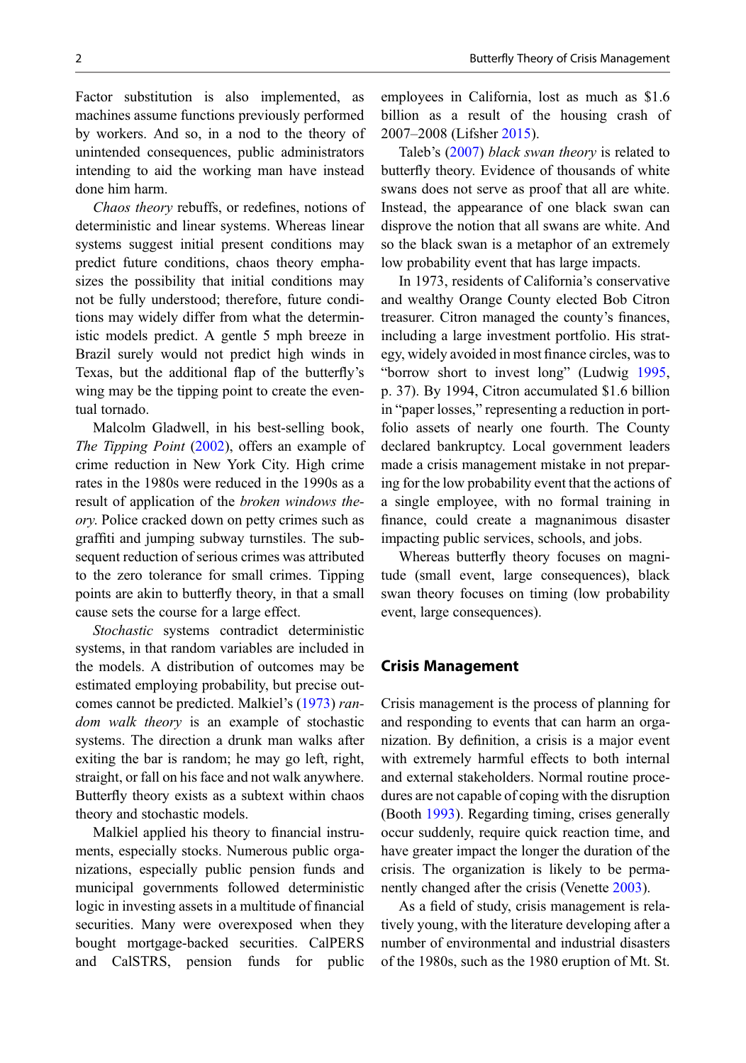Factor substitution is also implemented, as machines assume functions previously performed by workers. And so, in a nod to the theory of unintended consequences, public administrators intending to aid the working man have instead done him harm.

*Chaos theory* rebuffs, or redefines, notions of deterministic and linear systems. Whereas linear systems suggest initial present conditions may predict future conditions, chaos theory emphasizes the possibility that initial conditions may not be fully understood; therefore, future conditions may widely differ from what the deterministic models predict. A gentle 5 mph breeze in Brazil surely would not predict high winds in Texas, but the additional flap of the butterfly's wing may be the tipping point to create the eventual tornado.

Malcolm Gladwell, in his best-selling book, *The Tipping Point* (2002), offers an example of crime reduction in New York City. High crime rates in the 1980s were reduced in the 1990s as a result of application of the *broken windows theory*. Police cracked down on petty crimes such as graffiti and jumping subway turnstiles. The subsequent reduction of serious crimes was attributed to the zero tolerance for small crimes. Tipping points are akin to butterfly theory, in that a small cause sets the course for a large effect.

*Stochastic* systems contradict deterministic systems, in that random variables are included in the models. A distribution of outcomes may be estimated employing probability, but precise outcomes cannot be predicted. Malkiel's (1973) *random walk theory* is an example of stochastic systems. The direction a drunk man walks after exiting the bar is random; he may go left, right, straight, or fall on his face and not walk anywhere. Butterfly theory exists as a subtext within chaos theory and stochastic models.

Malkiel applied his theory to financial instruments, especially stocks. Numerous public organizations, especially public pension funds and municipal governments followed deterministic logic in investing assets in a multitude of financial securities. Many were overexposed when they bought mortgage-backed securities. CalPERS and CalSTRS, pension funds for public employees in California, lost as much as $1.6 billion as a result of the housing crash of 2007–2008 (Lifsher 2015).

Taleb's (2007) *black swan theory* is related to butterfly theory. Evidence of thousands of white swans does not serve as proof that all are white. Instead, the appearance of one black swan can disprove the notion that all swans are white. And so the black swan is a metaphor of an extremely low probability event that has large impacts.

In 1973, residents of California's conservative and wealthy Orange County elected Bob Citron treasurer. Citron managed the county's finances, including a large investment portfolio. His strategy, widely avoided in most finance circles, was to "borrow short to invest long" (Ludwig 1995, p. 37). By 1994, Citron accumulated $1.6 billion in "paper losses," representing a reduction in portfolio assets of nearly one fourth. The County declared bankruptcy. Local government leaders made a crisis management mistake in not preparing for the low probability event that the actions of a single employee, with no formal training in finance, could create a magnanimous disaster impacting public services, schools, and jobs.

Whereas butterfly theory focuses on magnitude (small event, large consequences), black swan theory focuses on timing (low probability event, large consequences).

## Crisis Management

Crisis management is the process of planning for and responding to events that can harm an organization. By definition, a crisis is a major event with extremely harmful effects to both internal and external stakeholders. Normal routine procedures are not capable of coping with the disruption (Booth 1993). Regarding timing, crises generally occur suddenly, require quick reaction time, and have greater impact the longer the duration of the crisis. The organization is likely to be permanently changed after the crisis (Venette 2003).

As a field of study, crisis management is relatively young, with the literature developing after a number of environmental and industrial disasters of the 1980s, such as the 1980 eruption of Mt. St.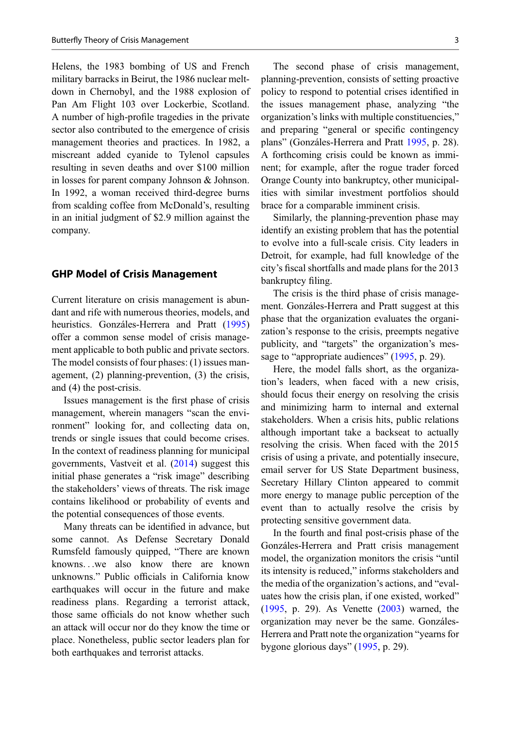Helens, the 1983 bombing of US and French military barracks in Beirut, the 1986 nuclear meltdown in Chernobyl, and the 1988 explosion of Pan Am Flight 103 over Lockerbie, Scotland. A number of high-profile tragedies in the private sector also contributed to the emergence of crisis management theories and practices. In 1982, a miscreant added cyanide to Tylenol capsules resulting in seven deaths and over $100 million in losses for parent company Johnson & Johnson. In 1992, a woman received third-degree burns from scalding coffee from McDonald's, resulting in an initial judgment of $2.9 million against the company.

## GHP Model of Crisis Management

Current literature on crisis management is abundant and rife with numerous theories, models, and heuristics. Gonzáles-Herrera and Pratt (1995) offer a common sense model of crisis management applicable to both public and private sectors. The model consists of four phases: (1) issues management, (2) planning-prevention, (3) the crisis, and (4) the post-crisis.

Issues management is the first phase of crisis management, wherein managers "scan the environment" looking for, and collecting data on, trends or single issues that could become crises. In the context of readiness planning for municipal governments, Vastveit et al. (2014) suggest this initial phase generates a "risk image" describing the stakeholders' views of threats. The risk image contains likelihood or probability of events and the potential consequences of those events.

Many threats can be identified in advance, but some cannot. As Defense Secretary Donald Rumsfeld famously quipped, "There are known knowns…we also know there are known unknowns." Public officials in California know earthquakes will occur in the future and make readiness plans. Regarding a terrorist attack, those same officials do not know whether such an attack will occur nor do they know the time or place. Nonetheless, public sector leaders plan for both earthquakes and terrorist attacks.

The second phase of crisis management, planning-prevention, consists of setting proactive policy to respond to potential crises identified in the issues management phase, analyzing "the organization's links with multiple constituencies," and preparing "general or specific contingency plans" (Gonzáles-Herrera and Pratt 1995, p. 28). A forthcoming crisis could be known as imminent; for example, after the rogue trader forced Orange County into bankruptcy, other municipalities with similar investment portfolios should brace for a comparable imminent crisis.

Similarly, the planning-prevention phase may identify an existing problem that has the potential to evolve into a full-scale crisis. City leaders in Detroit, for example, had full knowledge of the city's fiscal shortfalls and made plans for the 2013 bankruptcy filing.

The crisis is the third phase of crisis management. Gonzáles-Herrera and Pratt suggest at this phase that the organization evaluates the organization's response to the crisis, preempts negative publicity, and "targets" the organization's message to "appropriate audiences" (1995, p. 29).

Here, the model falls short, as the organization's leaders, when faced with a new crisis, should focus their energy on resolving the crisis and minimizing harm to internal and external stakeholders. When a crisis hits, public relations although important take a backseat to actually resolving the crisis. When faced with the 2015 crisis of using a private, and potentially insecure, email server for US State Department business, Secretary Hillary Clinton appeared to commit more energy to manage public perception of the event than to actually resolve the crisis by protecting sensitive government data.

In the fourth and final post-crisis phase of the Gonzáles-Herrera and Pratt crisis management model, the organization monitors the crisis "until its intensity is reduced," informs stakeholders and the media of the organization's actions, and "evaluates how the crisis plan, if one existed, worked" (1995, p. 29). As Venette (2003) warned, the organization may never be the same. Gonzáles-Herrera and Pratt note the organization "yearns for bygone glorious days" (1995, p. 29).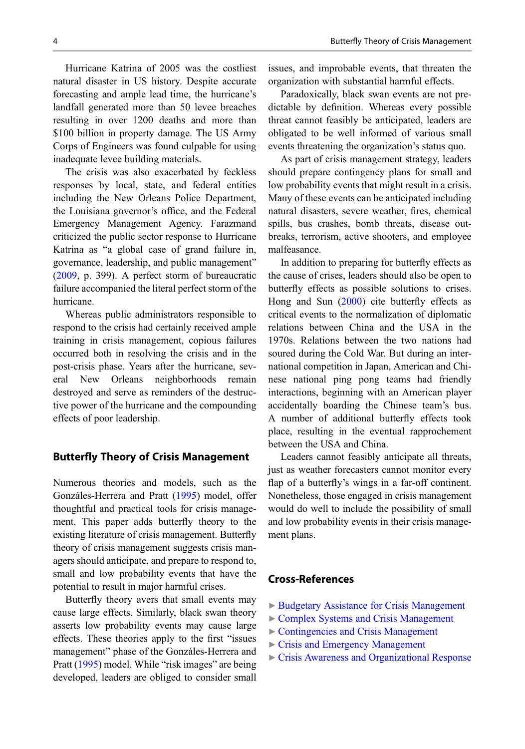Hurricane Katrina of 2005 was the costliest natural disaster in US history. Despite accurate forecasting and ample lead time, the hurricane's landfall generated more than 50 levee breaches resulting in over 1200 deaths and more than $100 billion in property damage. The US Army Corps of Engineers was found culpable for using inadequate levee building materials.

The crisis was also exacerbated by feckless responses by local, state, and federal entities including the New Orleans Police Department, the Louisiana governor's office, and the Federal Emergency Management Agency. Farazmand criticized the public sector response to Hurricane Katrina as "a global case of grand failure in, governance, leadership, and public management" (2009, p. 399). A perfect storm of bureaucratic failure accompanied the literal perfect storm of the hurricane.

Whereas public administrators responsible to respond to the crisis had certainly received ample training in crisis management, copious failures occurred both in resolving the crisis and in the post-crisis phase. Years after the hurricane, several New Orleans neighborhoods remain destroyed and serve as reminders of the destructive power of the hurricane and the compounding effects of poor leadership.

## Butterfly Theory of Crisis Management

Numerous theories and models, such as the Gonzáles-Herrera and Pratt (1995) model, offer thoughtful and practical tools for crisis management. This paper adds butterfly theory to the existing literature of crisis management. Butterfly theory of crisis management suggests crisis managers should anticipate, and prepare to respond to, small and low probability events that have the potential to result in major harmful crises.

Butterfly theory avers that small events may cause large effects. Similarly, black swan theory asserts low probability events may cause large effects. These theories apply to the first "issues management" phase of the Gonzáles-Herrera and Pratt (1995) model. While "risk images" are being developed, leaders are obliged to consider small issues, and improbable events, that threaten the organization with substantial harmful effects.

Paradoxically, black swan events are not predictable by definition. Whereas every possible threat cannot feasibly be anticipated, leaders are obligated to be well informed of various small events threatening the organization's status quo.

As part of crisis management strategy, leaders should prepare contingency plans for small and low probability events that might result in a crisis. Many of these events can be anticipated including natural disasters, severe weather, fires, chemical spills, bus crashes, bomb threats, disease outbreaks, terrorism, active shooters, and employee malfeasance.

In addition to preparing for butterfly effects as the cause of crises, leaders should also be open to butterfly effects as possible solutions to crises. Hong and Sun (2000) cite butterfly effects as critical events to the normalization of diplomatic relations between China and the USA in the 1970s. Relations between the two nations had soured during the Cold War. But during an international competition in Japan, American and Chinese national ping pong teams had friendly interactions, beginning with an American player accidentally boarding the Chinese team's bus. A number of additional butterfly effects took place, resulting in the eventual rapprochement between the USA and China.

Leaders cannot feasibly anticipate all threats, just as weather forecasters cannot monitor every flap of a butterfly's wings in a far-off continent. Nonetheless, those engaged in crisis management would do well to include the possibility of small and low probability events in their crisis management plans.

## Cross-References

- ▶ Budgetary Assistance for Crisis Management
- ▶ Complex Systems and Crisis Management
- ▶ Contingencies and Crisis Management
- ▶ Crisis and Emergency Management
- ▶ Crisis Awareness and Organizational Response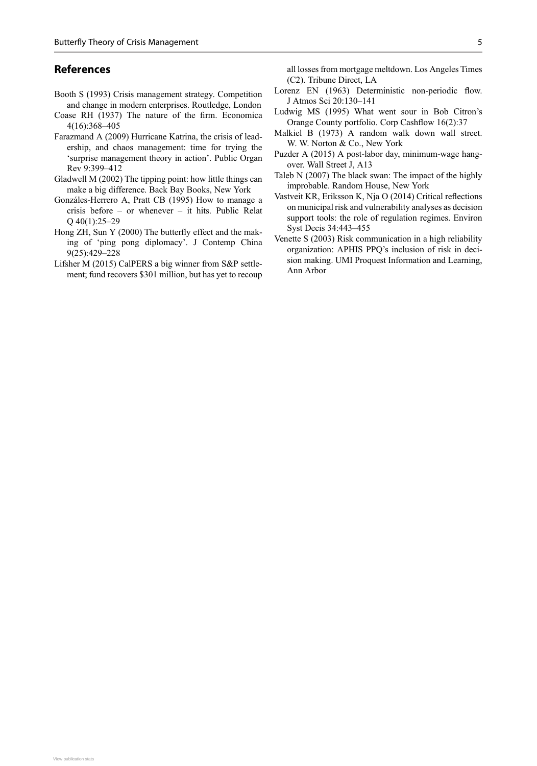## References

Booth S (1993) Crisis management strategy. Competition and change in modern enterprises. Routledge, London

Coase RH (1937) The nature of the firm. Economica 4(16):368–405

Farazmand A (2009) Hurricane Katrina, the crisis of leadership, and chaos management: time for trying the 'surprise management theory in action'. Public Organ Rev 9:399–412

Gladwell M (2002) The tipping point: how little things can make a big difference. Back Bay Books, New York

Gonzáles-Herrero A, Pratt CB (1995) How to manage a crisis before – or whenever – it hits. Public Relat Q 40(1):25–29

Hong ZH, Sun Y (2000) The butterfly effect and the making of 'ping pong diplomacy'. J Contemp China 9(25):429–228

Lifsher M (2015) CalPERS a big winner from S&P settlement; fund recovers $301 million, but has yet to recoup all losses from mortgage meltdown. Los Angeles Times (C2). Tribune Direct, LA

Lorenz EN (1963) Deterministic non-periodic flow. J Atmos Sci 20:130–141

Ludwig MS (1995) What went sour in Bob Citron's Orange County portfolio. Corp Cashflow 16(2):37

Malkiel B (1973) A random walk down wall street. W. W. Norton & Co., New York

Puzder A (2015) A post-labor day, minimum-wage hangover. Wall Street J, A13

Taleb N (2007) The black swan: The impact of the highly improbable. Random House, New York

Vastveit KR, Eriksson K, Nja O (2014) Critical reflections on municipal risk and vulnerability analyses as decision support tools: the role of regulation regimes. Environ Syst Decis 34:443–455

Venette S (2003) Risk communication in a high reliability organization: APHIS PPQ's inclusion of risk in decision making. UMI Proquest Information and Learning, Ann Arbor